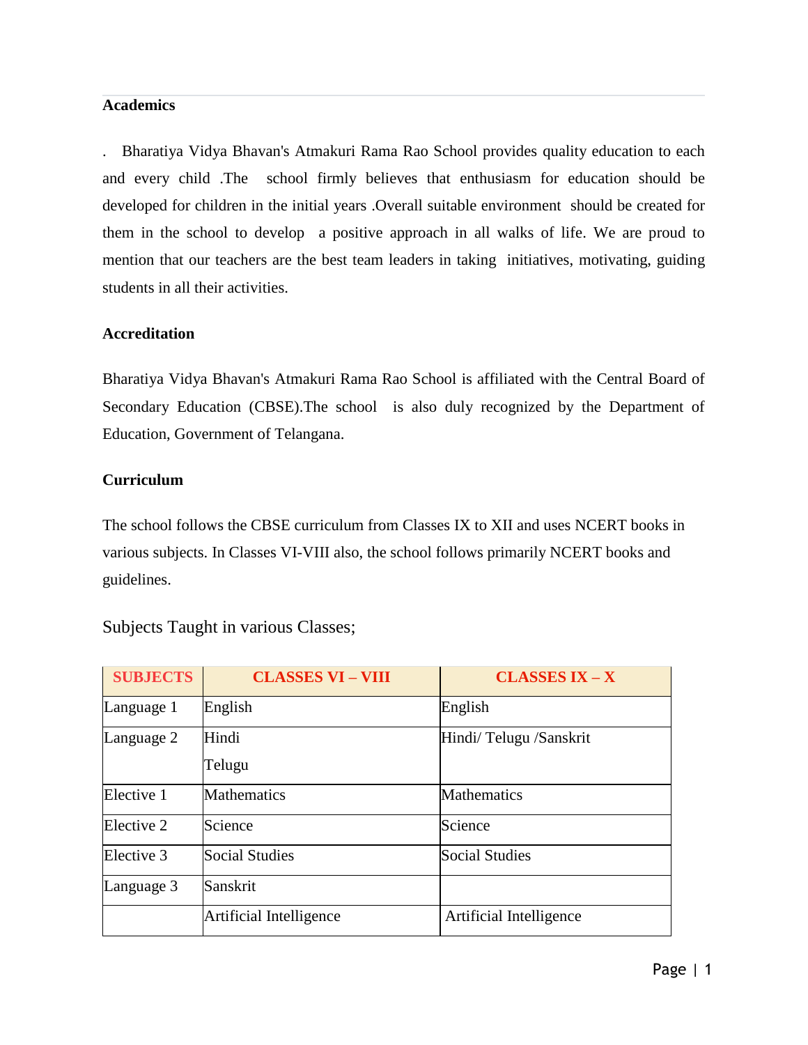**Academics**

. Bharatiya Vidya Bhavan's Atmakuri Rama Rao School provides quality education to each and every child .The school firmly believes that enthusiasm for education should be developed for children in the initial years .Overall suitable environment should be created for them in the school to develop a positive approach in all walks of life. We are proud to mention that our teachers are the best team leaders in taking initiatives, motivating, guiding students in all their activities.

**Accreditation**

Bharatiya Vidya Bhavan's Atmakuri Rama Rao School is affiliated with the Central Board of Secondary Education (CBSE).The school is also duly recognized by the Department of Education, Government of Telangana.

**Curriculum**

The school follows the CBSE curriculum from Classes IX to XII and uses NCERT books in various subjects. In Classes VI-VIII also, the school follows primarily NCERT books and guidelines.

Subjects Taught in various Classes;

| SUBJECTS | CLASSES VI – VIII | CLASSES IX – X |
|---|---|---|
| Language 1 | English | English |
| Language 2 | Hindi<br>Telugu | Hindi/ Telugu /Sanskrit |
| Elective 1 | Mathematics | Mathematics |
| Elective 2 | Science | Science |
| Elective 3 | Social Studies | Social Studies |
| Language 3 | Sanskrit | |
| | Artificial Intelligence | Artificial Intelligence |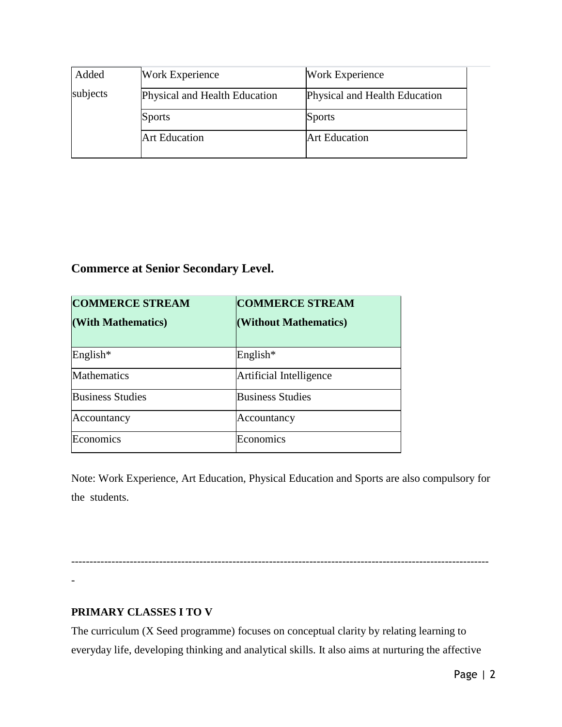| Added subjects | Work Experience | Work Experience |
|---|---|---|
| | Physical and Health Education | Physical and Health Education |
| | Sports | Sports |
| | Art Education | Art Education |

## Commerce at Senior Secondary Level.

| COMMERCE STREAM (With Mathematics) | COMMERCE STREAM (Without Mathematics) |
|---|---|
| English* | English* |
| Mathematics | Artificial Intelligence |
| Business Studies | Business Studies |
| Accountancy | Accountancy |
| Economics | Economics |

Note: Work Experience, Art Education, Physical Education and Sports are also compulsory for the students.

---

**PRIMARY CLASSES I TO V**

The curriculum (X Seed programme) focuses on conceptual clarity by relating learning to everyday life, developing thinking and analytical skills. It also aims at nurturing the affective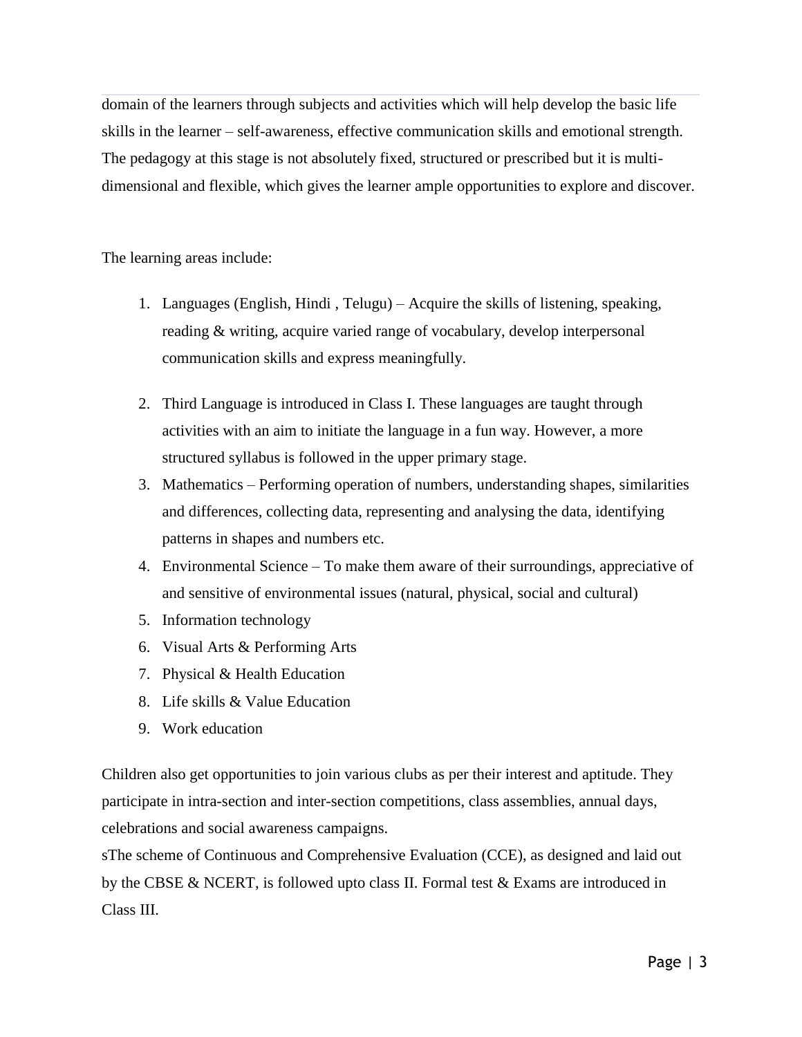domain of the learners through subjects and activities which will help develop the basic life skills in the learner – self-awareness, effective communication skills and emotional strength. The pedagogy at this stage is not absolutely fixed, structured or prescribed but it is multi-dimensional and flexible, which gives the learner ample opportunities to explore and discover.

The learning areas include:

1. Languages (English, Hindi , Telugu) – Acquire the skills of listening, speaking, reading & writing, acquire varied range of vocabulary, develop interpersonal communication skills and express meaningfully.

2. Third Language is introduced in Class I. These languages are taught through activities with an aim to initiate the language in a fun way. However, a more structured syllabus is followed in the upper primary stage.
3. Mathematics – Performing operation of numbers, understanding shapes, similarities and differences, collecting data, representing and analysing the data, identifying patterns in shapes and numbers etc.
4. Environmental Science – To make them aware of their surroundings, appreciative of and sensitive of environmental issues (natural, physical, social and cultural)
5. Information technology
6. Visual Arts & Performing Arts
7. Physical & Health Education
8. Life skills & Value Education
9. Work education

Children also get opportunities to join various clubs as per their interest and aptitude. They participate in intra-section and inter-section competitions, class assemblies, annual days, celebrations and social awareness campaigns.
sThe scheme of Continuous and Comprehensive Evaluation (CCE), as designed and laid out by the CBSE & NCERT, is followed upto class II. Formal test & Exams are introduced in Class III.